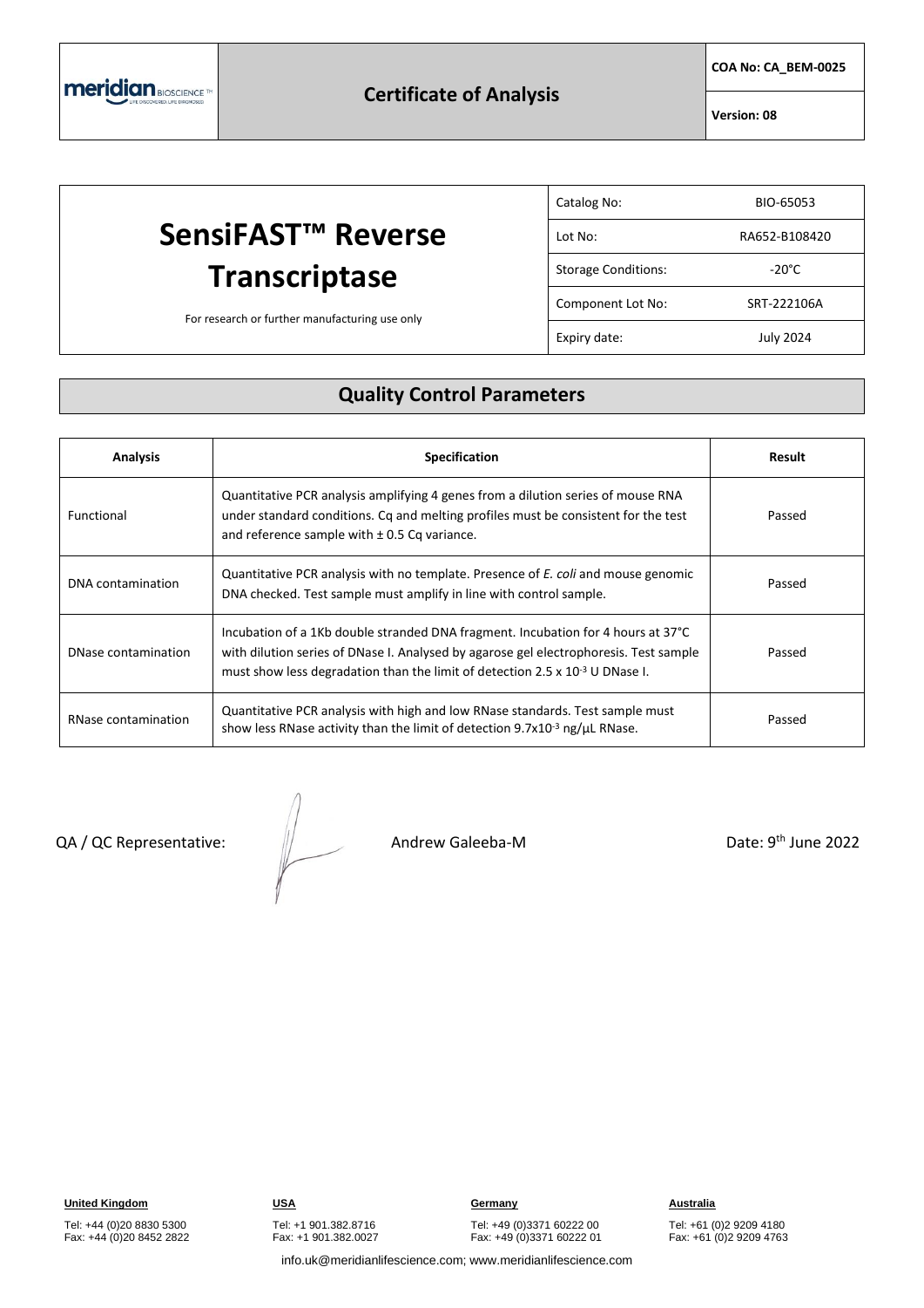meridian BIOSCIENCE™

# Certificate of Analysis

**COA No: CA_BEM-0025**

**Version: 08**

# SensiFAST™ Reverse Transcriptase

For research or further manufacturing use only

| Catalog No: | BIO-65053 |
| --- | --- |
| Lot No: | RA652-B108420 |
| Storage Conditions: | -20°C |
| Component Lot No: | SRT-222106A |
| Expiry date: | July 2024 |

## Quality Control Parameters

| Analysis | Specification | Result |
| --- | --- | --- |
| Functional | Quantitative PCR analysis amplifying 4 genes from a dilution series of mouse RNA under standard conditions. Cq and melting profiles must be consistent for the test and reference sample with ± 0.5 Cq variance. | Passed |
| DNA contamination | Quantitative PCR analysis with no template. Presence of *E. coli* and mouse genomic DNA checked. Test sample must amplify in line with control sample. | Passed |
| DNase contamination | Incubation of a 1Kb double stranded DNA fragment. Incubation for 4 hours at 37°C with dilution series of DNase I. Analysed by agarose gel electrophoresis. Test sample must show less degradation than the limit of detection $2.5 \times 10^{-3}$ U DNase I. | Passed |
| RNase contamination | Quantitative PCR analysis with high and low RNase standards. Test sample must show less RNase activity than the limit of detection $9.7 \times 10^{-3}$ ng/µL RNase. | Passed |

QA / QC Representative: Andrew Galeeba-M Date: 9th June 2022

**United Kingdom**
Tel: +44 (0)20 8830 5300
Fax: +44 (0)20 8452 2822

**USA**
Tel: +1 901.382.8716
Fax: +1 901.382.0027

**Germany**
Tel: +49 (0)3371 60222 00
Fax: +49 (0)3371 60222 01

**Australia**
Tel: +61 (0)2 9209 4180
Fax: +61 (0)2 9209 4763

info.uk@meridianlifescience.com; www.meridianlifescience.com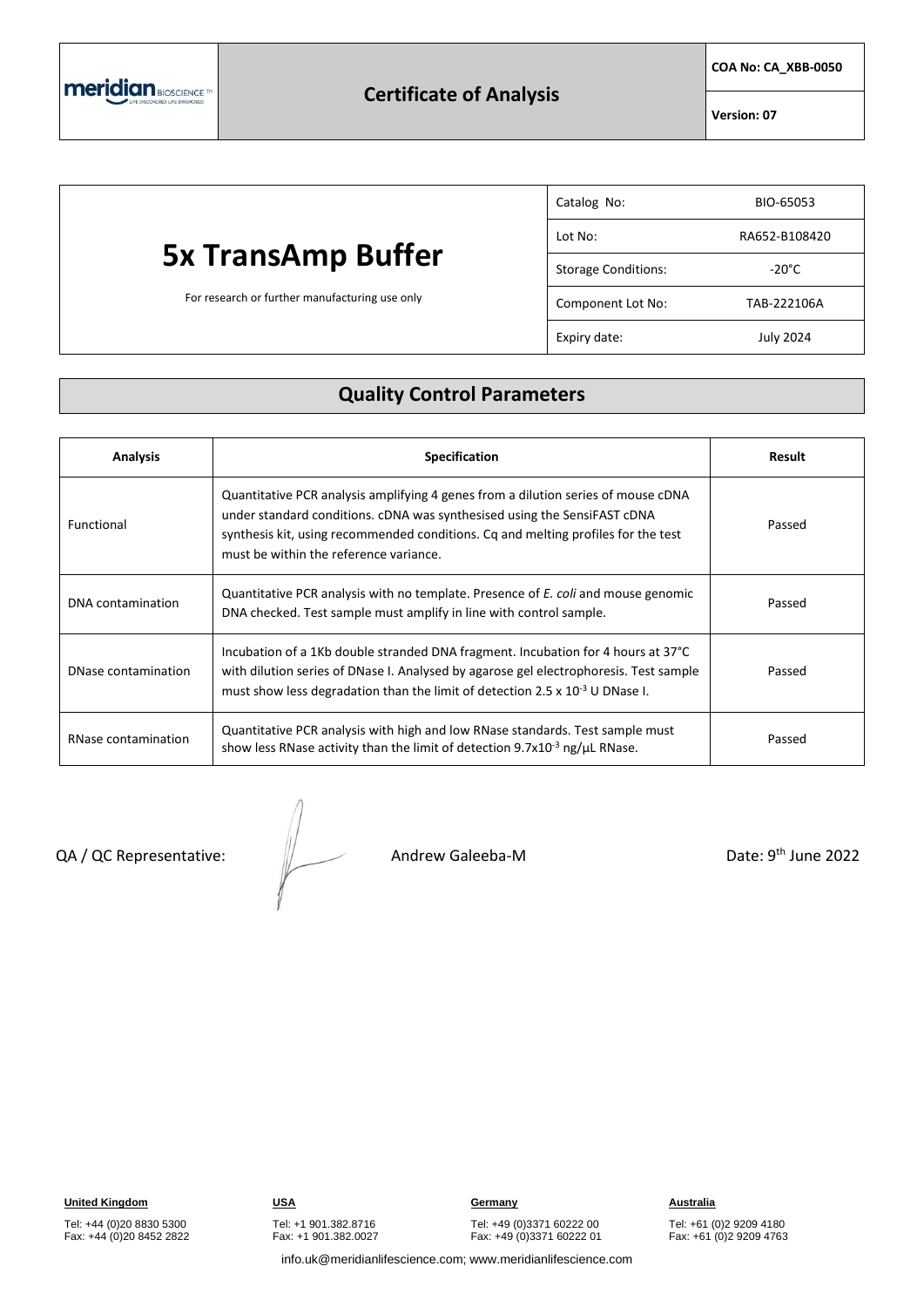**COA No: CA_XBB-0050**

**Version: 07**

## Certificate of Analysis

# 5x TransAmp Buffer

For research or further manufacturing use only

| | |
|---|---|
| Catalog No: | BIO-65053 |
| Lot No: | RA652-B108420 |
| Storage Conditions: | -20°C |
| Component Lot No: | TAB-222106A |
| Expiry date: | July 2024 |

## Quality Control Parameters

| Analysis | Specification | Result |
|---|---|---|
| Functional | Quantitative PCR analysis amplifying 4 genes from a dilution series of mouse cDNA under standard conditions. cDNA was synthesised using the SensiFAST cDNA synthesis kit, using recommended conditions. Cq and melting profiles for the test must be within the reference variance. | Passed |
| DNA contamination | Quantitative PCR analysis with no template. Presence of *E. coli* and mouse genomic DNA checked. Test sample must amplify in line with control sample. | Passed |
| DNase contamination | Incubation of a 1Kb double stranded DNA fragment. Incubation for 4 hours at 37°C with dilution series of DNase I. Analysed by agarose gel electrophoresis. Test sample must show less degradation than the limit of detection $2.5 \times 10^{-3}$ U DNase I. | Passed |
| RNase contamination | Quantitative PCR analysis with high and low RNase standards. Test sample must show less RNase activity than the limit of detection $9.7 \times 10^{-3}$ ng/µL RNase. | Passed |

QA / QC Representative: Andrew Galeeba-M

Date: 9th June 2022

**United Kingdom**
Tel: +44 (0)20 8830 5300
Fax: +44 (0)20 8452 2822

**USA**
Tel: +1 901.382.8716
Fax: +1 901.382.0027

**Germany**
Tel: +49 (0)3371 60222 00
Fax: +49 (0)3371 60222 01

**Australia**
Tel: +61 (0)2 9209 4180
Fax: +61 (0)2 9209 4763

info.uk@meridianlifescience.com; www.meridianlifescience.com